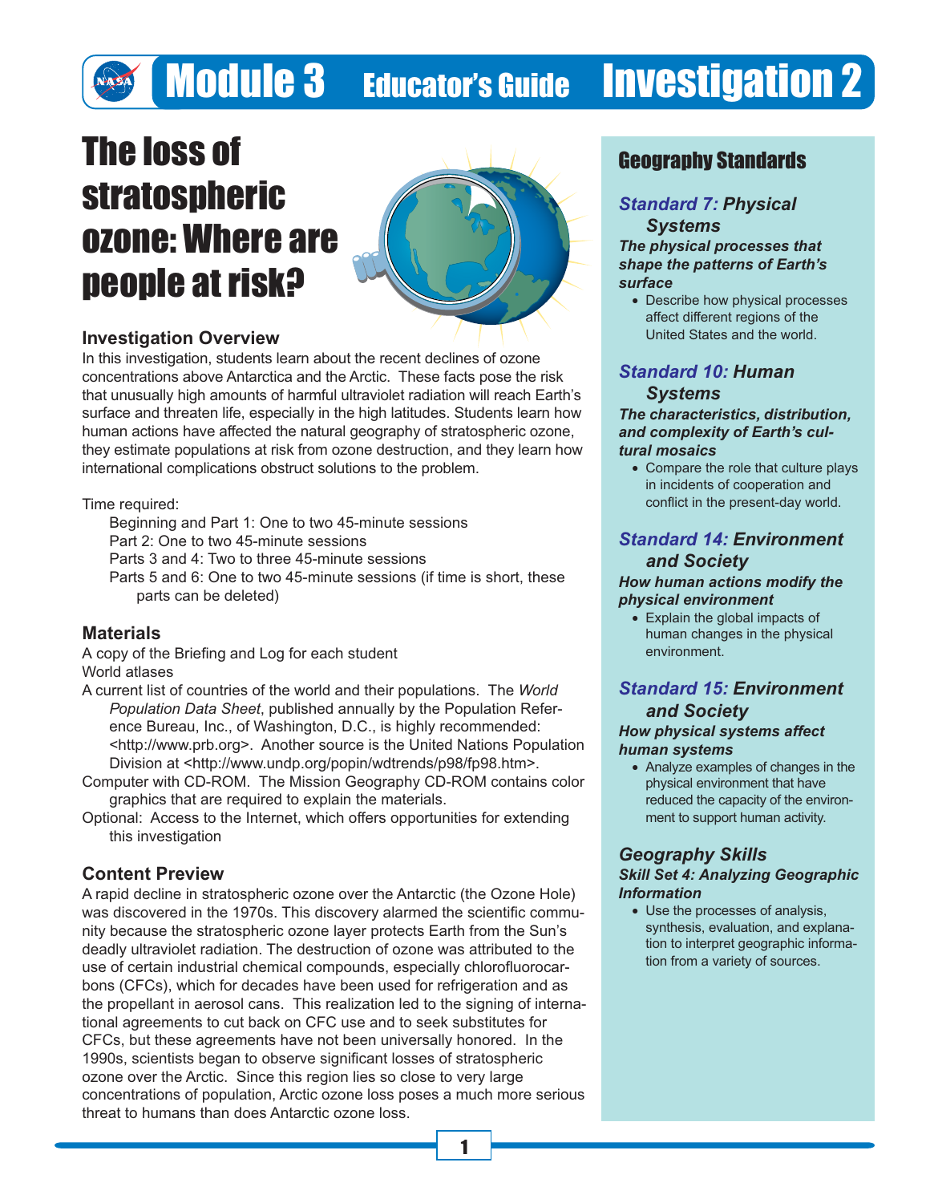# Module 3 Educator's Guide Investigation 2

# The loss of stratospheric ozone: Where are people at risk?

### Investigation Overview

In this investigation, students learn about the recent declines of ozone concentrations above Antarctica and the Arctic. These facts pose the risk that unusually high amounts of harmful ultraviolet radiation will reach Earth's surface and threaten life, especially in the high latitudes. Students learn how human actions have affected the natural geography of stratospheric ozone, they estimate populations at risk from ozone destruction, and they learn how international complications obstruct solutions to the problem.

Time required:

- Beginning and Part 1: One to two 45-minute sessions
- Part 2: One to two 45-minute sessions
- Parts 3 and 4: Two to three 45-minute sessions
- Parts 5 and 6: One to two 45-minute sessions (if time is short, these parts can be deleted)

### Materials

A copy of the Briefing and Log for each student

World atlases

A current list of countries of the world and their populations. The *World Population Data Sheet*, published annually by the Population Reference Bureau, Inc., of Washington, D.C., is highly recommended: <http://www.prb.org>. Another source is the United Nations Population Division at <http://www.undp.org/popin/wdtrends/p98/fp98.htm>.

Computer with CD-ROM. The Mission Geography CD-ROM contains color graphics that are required to explain the materials.

Optional: Access to the Internet, which offers opportunities for extending this investigation

### Content Preview

A rapid decline in stratospheric ozone over the Antarctic (the Ozone Hole) was discovered in the 1970s. This discovery alarmed the scientific community because the stratospheric ozone layer protects Earth from the Sun's deadly ultraviolet radiation. The destruction of ozone was attributed to the use of certain industrial chemical compounds, especially chlorofluorocarbons (CFCs), which for decades have been used for refrigeration and as the propellant in aerosol cans. This realization led to the signing of international agreements to cut back on CFC use and to seek substitutes for CFCs, but these agreements have not been universally honored. In the 1990s, scientists began to observe significant losses of stratospheric ozone over the Arctic. Since this region lies so close to very large concentrations of population, Arctic ozone loss poses a much more serious threat to humans than does Antarctic ozone loss.

## Geography Standards

### *Standard 7:* ***Physical Systems***

***The physical processes that shape the patterns of Earth's surface***

- Describe how physical processes affect different regions of the United States and the world.

### *Standard 10:* ***Human Systems***

***The characteristics, distribution, and complexity of Earth's cultural mosaics***

- Compare the role that culture plays in incidents of cooperation and conflict in the present-day world.

### *Standard 14:* ***Environment and Society***

***How human actions modify the physical environment***

- Explain the global impacts of human changes in the physical environment.

### *Standard 15:* ***Environment and Society***

***How physical systems affect human systems***

- Analyze examples of changes in the physical environment that have reduced the capacity of the environment to support human activity.

### *Geography Skills*

***Skill Set 4: Analyzing Geographic Information***

- Use the processes of analysis, synthesis, evaluation, and explanation to interpret geographic information from a variety of sources.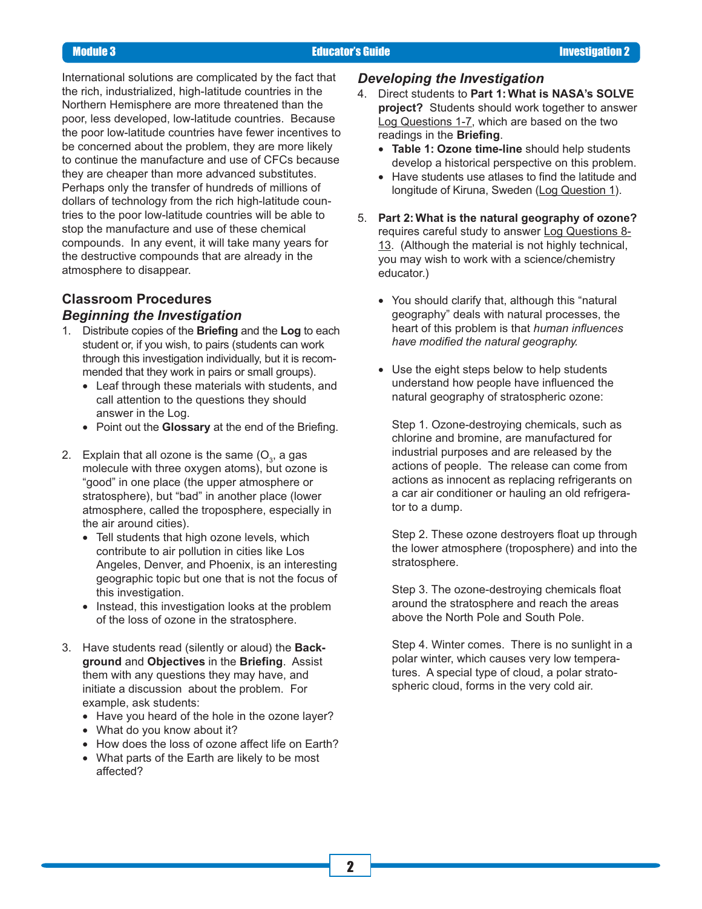International solutions are complicated by the fact that the rich, industrialized, high-latitude countries in the Northern Hemisphere are more threatened than the poor, less developed, low-latitude countries. Because the poor low-latitude countries have fewer incentives to be concerned about the problem, they are more likely to continue the manufacture and use of CFCs because they are cheaper than more advanced substitutes. Perhaps only the transfer of hundreds of millions of dollars of technology from the rich high-latitude countries to the poor low-latitude countries will be able to stop the manufacture and use of these chemical compounds. In any event, it will take many years for the destructive compounds that are already in the atmosphere to disappear.

## Classroom Procedures

### *Beginning the Investigation*

1. Distribute copies of the **Briefing** and the **Log** to each student or, if you wish, to pairs (students can work through this investigation individually, but it is recommended that they work in pairs or small groups).
   - Leaf through these materials with students, and call attention to the questions they should answer in the Log.
   - Point out the **Glossary** at the end of the Briefing.

2. Explain that all ozone is the same ($O_3$, a gas molecule with three oxygen atoms), but ozone is "good" in one place (the upper atmosphere or stratosphere), but "bad" in another place (lower atmosphere, called the troposphere, especially in the air around cities).
   - Tell students that high ozone levels, which contribute to air pollution in cities like Los Angeles, Denver, and Phoenix, is an interesting geographic topic but one that is not the focus of this investigation.
   - Instead, this investigation looks at the problem of the loss of ozone in the stratosphere.

3. Have students read (silently or aloud) the **Background** and **Objectives** in the **Briefing**. Assist them with any questions they may have, and initiate a discussion about the problem. For example, ask students:
   - Have you heard of the hole in the ozone layer?
   - What do you know about it?
   - How does the loss of ozone affect life on Earth?
   - What parts of the Earth are likely to be most affected?

### *Developing the Investigation*

4. Direct students to **Part 1: What is NASA's SOLVE project?** Students should work together to answer Log Questions 1-7, which are based on the two readings in the **Briefing**.
   - **Table 1: Ozone time-line** should help students develop a historical perspective on this problem.
   - Have students use atlases to find the latitude and longitude of Kiruna, Sweden (Log Question 1).

5. **Part 2: What is the natural geography of ozone?** requires careful study to answer Log Questions 8-13. (Although the material is not highly technical, you may wish to work with a science/chemistry educator.)

   - You should clarify that, although this "natural geography" deals with natural processes, the heart of this problem is that *human influences have modified the natural geography.*

   - Use the eight steps below to help students understand how people have influenced the natural geography of stratospheric ozone:

     Step 1. Ozone-destroying chemicals, such as chlorine and bromine, are manufactured for industrial purposes and are released by the actions of people. The release can come from actions as innocent as replacing refrigerants on a car air conditioner or hauling an old refrigerator to a dump.

     Step 2. These ozone destroyers float up through the lower atmosphere (troposphere) and into the stratosphere.

     Step 3. The ozone-destroying chemicals float around the stratosphere and reach the areas above the North Pole and South Pole.

     Step 4. Winter comes. There is no sunlight in a polar winter, which causes very low temperatures. A special type of cloud, a polar stratospheric cloud, forms in the very cold air.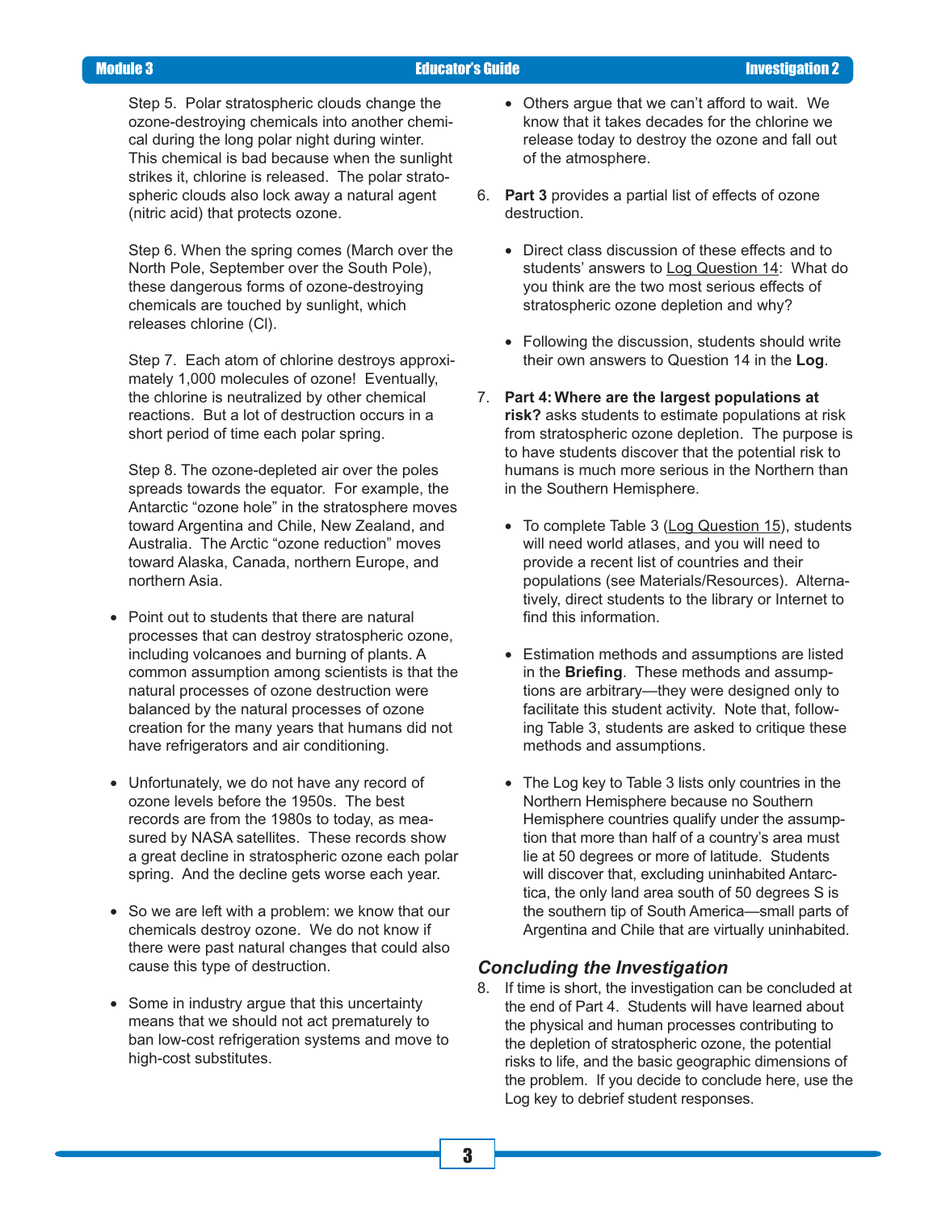Step 5. Polar stratospheric clouds change the ozone-destroying chemicals into another chemical during the long polar night during winter. This chemical is bad because when the sunlight strikes it, chlorine is released. The polar stratospheric clouds also lock away a natural agent (nitric acid) that protects ozone.

Step 6. When the spring comes (March over the North Pole, September over the South Pole), these dangerous forms of ozone-destroying chemicals are touched by sunlight, which releases chlorine (Cl).

Step 7. Each atom of chlorine destroys approximately 1,000 molecules of ozone! Eventually, the chlorine is neutralized by other chemical reactions. But a lot of destruction occurs in a short period of time each polar spring.

Step 8. The ozone-depleted air over the poles spreads towards the equator. For example, the Antarctic "ozone hole" in the stratosphere moves toward Argentina and Chile, New Zealand, and Australia. The Arctic "ozone reduction" moves toward Alaska, Canada, northern Europe, and northern Asia.

- Point out to students that there are natural processes that can destroy stratospheric ozone, including volcanoes and burning of plants. A common assumption among scientists is that the natural processes of ozone destruction were balanced by the natural processes of ozone creation for the many years that humans did not have refrigerators and air conditioning.
- Unfortunately, we do not have any record of ozone levels before the 1950s. The best records are from the 1980s to today, as measured by NASA satellites. These records show a great decline in stratospheric ozone each polar spring. And the decline gets worse each year.
- So we are left with a problem: we know that our chemicals destroy ozone. We do not know if there were past natural changes that could also cause this type of destruction.
- Some in industry argue that this uncertainty means that we should not act prematurely to ban low-cost refrigeration systems and move to high-cost substitutes.
- Others argue that we can't afford to wait. We know that it takes decades for the chlorine we release today to destroy the ozone and fall out of the atmosphere.

6. **Part 3** provides a partial list of effects of ozone destruction.
   - Direct class discussion of these effects and to students' answers to Log Question 14: What do you think are the two most serious effects of stratospheric ozone depletion and why?
   - Following the discussion, students should write their own answers to Question 14 in the **Log**.

7. **Part 4: Where are the largest populations at risk?** asks students to estimate populations at risk from stratospheric ozone depletion. The purpose is to have students discover that the potential risk to humans is much more serious in the Northern than in the Southern Hemisphere.
   - To complete Table 3 (Log Question 15), students will need world atlases, and you will need to provide a recent list of countries and their populations (see Materials/Resources). Alternatively, direct students to the library or Internet to find this information.
   - Estimation methods and assumptions are listed in the **Briefing**. These methods and assumptions are arbitrary—they were designed only to facilitate this student activity. Note that, following Table 3, students are asked to critique these methods and assumptions.
   - The Log key to Table 3 lists only countries in the Northern Hemisphere because no Southern Hemisphere countries qualify under the assumption that more than half of a country's area must lie at 50 degrees or more of latitude. Students will discover that, excluding uninhabited Antarctica, the only land area south of 50 degrees S is the southern tip of South America—small parts of Argentina and Chile that are virtually uninhabited.

### *Concluding the Investigation*

8. If time is short, the investigation can be concluded at the end of Part 4. Students will have learned about the physical and human processes contributing to the depletion of stratospheric ozone, the potential risks to life, and the basic geographic dimensions of the problem. If you decide to conclude here, use the Log key to debrief student responses.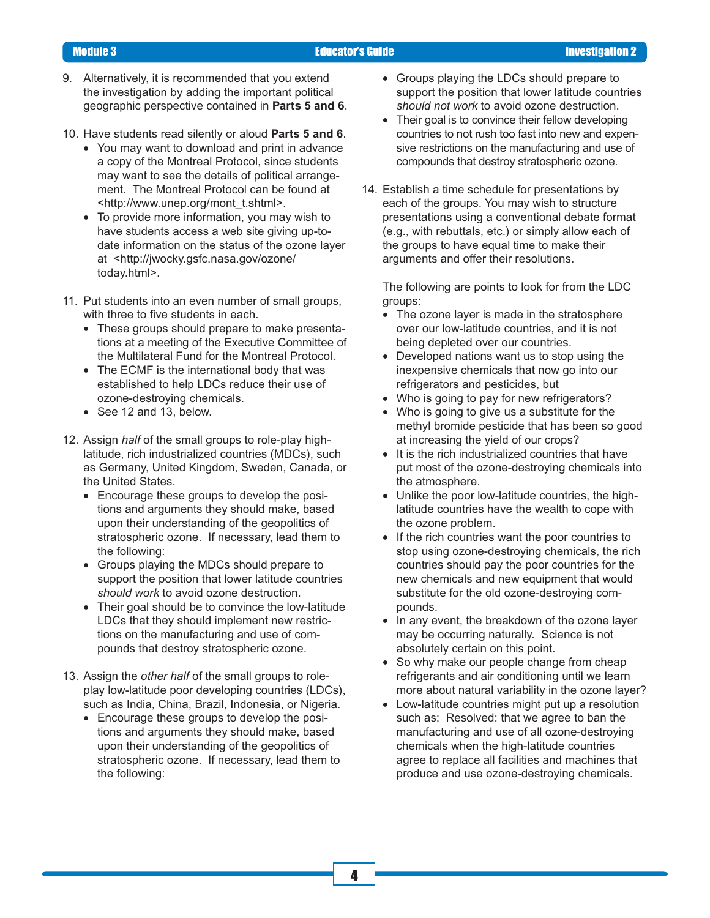9. Alternatively, it is recommended that you extend the investigation by adding the important political geographic perspective contained in **Parts 5 and 6**.

10. Have students read silently or aloud **Parts 5 and 6**.
    - You may want to download and print in advance a copy of the Montreal Protocol, since students may want to see the details of political arrangement. The Montreal Protocol can be found at <http://www.unep.org/mont_t.shtml>.
    - To provide more information, you may wish to have students access a web site giving up-to-date information on the status of the ozone layer at <http://jwocky.gsfc.nasa.gov/ozone/today.html>.

11. Put students into an even number of small groups, with three to five students in each.
    - These groups should prepare to make presentations at a meeting of the Executive Committee of the Multilateral Fund for the Montreal Protocol.
    - The ECMF is the international body that was established to help LDCs reduce their use of ozone-destroying chemicals.
    - See 12 and 13, below.

12. Assign *half* of the small groups to role-play high-latitude, rich industrialized countries (MDCs), such as Germany, United Kingdom, Sweden, Canada, or the United States.
    - Encourage these groups to develop the positions and arguments they should make, based upon their understanding of the geopolitics of stratospheric ozone. If necessary, lead them to the following:
    - Groups playing the MDCs should prepare to support the position that lower latitude countries *should work* to avoid ozone destruction.
    - Their goal should be to convince the low-latitude LDCs that they should implement new restrictions on the manufacturing and use of compounds that destroy stratospheric ozone.

13. Assign the *other half* of the small groups to role-play low-latitude poor developing countries (LDCs), such as India, China, Brazil, Indonesia, or Nigeria.
    - Encourage these groups to develop the positions and arguments they should make, based upon their understanding of the geopolitics of stratospheric ozone. If necessary, lead them to the following:
    - Groups playing the LDCs should prepare to support the position that lower latitude countries *should not work* to avoid ozone destruction.
    - Their goal is to convince their fellow developing countries to not rush too fast into new and expensive restrictions on the manufacturing and use of compounds that destroy stratospheric ozone.

14. Establish a time schedule for presentations by each of the groups. You may wish to structure presentations using a conventional debate format (e.g., with rebuttals, etc.) or simply allow each of the groups to have equal time to make their arguments and offer their resolutions.

    The following are points to look for from the LDC groups:
    - The ozone layer is made in the stratosphere over our low-latitude countries, and it is not being depleted over our countries.
    - Developed nations want us to stop using the inexpensive chemicals that now go into our refrigerators and pesticides, but
    - Who is going to pay for new refrigerators?
    - Who is going to give us a substitute for the methyl bromide pesticide that has been so good at increasing the yield of our crops?
    - It is the rich industrialized countries that have put most of the ozone-destroying chemicals into the atmosphere.
    - Unlike the poor low-latitude countries, the high-latitude countries have the wealth to cope with the ozone problem.
    - If the rich countries want the poor countries to stop using ozone-destroying chemicals, the rich countries should pay the poor countries for the new chemicals and new equipment that would substitute for the old ozone-destroying compounds.
    - In any event, the breakdown of the ozone layer may be occurring naturally. Science is not absolutely certain on this point.
    - So why make our people change from cheap refrigerants and air conditioning until we learn more about natural variability in the ozone layer?
    - Low-latitude countries might put up a resolution such as: Resolved: that we agree to ban the manufacturing and use of all ozone-destroying chemicals when the high-latitude countries agree to replace all facilities and machines that produce and use ozone-destroying chemicals.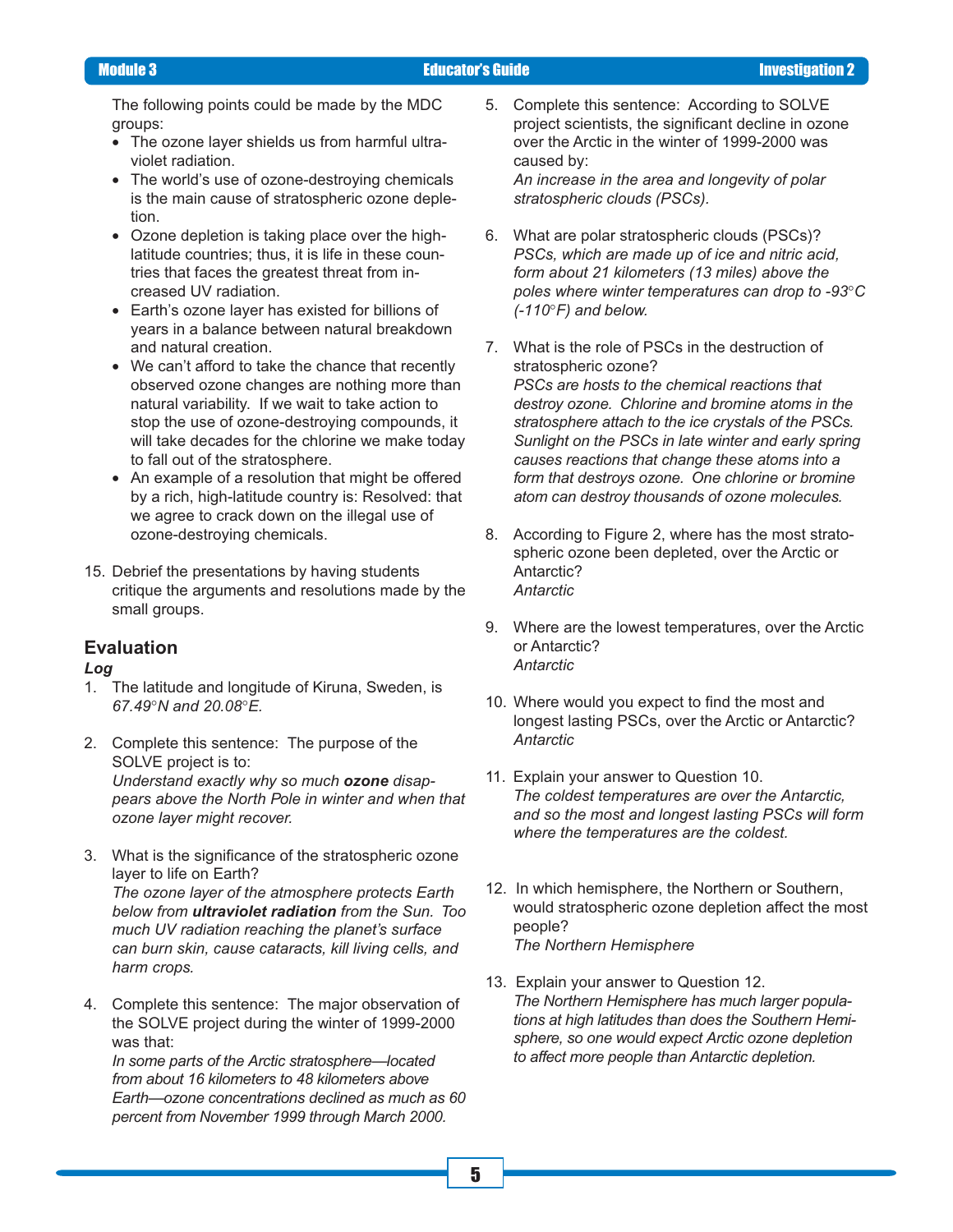The following points could be made by the MDC groups:

- The ozone layer shields us from harmful ultraviolet radiation.
- The world's use of ozone-destroying chemicals is the main cause of stratospheric ozone depletion.
- Ozone depletion is taking place over the high-latitude countries; thus, it is life in these countries that faces the greatest threat from increased UV radiation.
- Earth's ozone layer has existed for billions of years in a balance between natural breakdown and natural creation.
- We can't afford to take the chance that recently observed ozone changes are nothing more than natural variability. If we wait to take action to stop the use of ozone-destroying compounds, it will take decades for the chlorine we make today to fall out of the stratosphere.
- An example of a resolution that might be offered by a rich, high-latitude country is: Resolved: that we agree to crack down on the illegal use of ozone-destroying chemicals.

15. Debrief the presentations by having students critique the arguments and resolutions made by the small groups.

## Evaluation

***Log***

1. The latitude and longitude of Kiruna, Sweden, is *67.49°N and 20.08°E.*

2. Complete this sentence: The purpose of the SOLVE project is to:
   *Understand exactly why so much **ozone** disappears above the North Pole in winter and when that ozone layer might recover.*

3. What is the significance of the stratospheric ozone layer to life on Earth?
   *The ozone layer of the atmosphere protects Earth below from **ultraviolet radiation** from the Sun. Too much UV radiation reaching the planet's surface can burn skin, cause cataracts, kill living cells, and harm crops.*

4. Complete this sentence: The major observation of the SOLVE project during the winter of 1999-2000 was that:
   *In some parts of the Arctic stratosphere—located from about 16 kilometers to 48 kilometers above Earth—ozone concentrations declined as much as 60 percent from November 1999 through March 2000.*

5. Complete this sentence: According to SOLVE project scientists, the significant decline in ozone over the Arctic in the winter of 1999-2000 was caused by:
   *An increase in the area and longevity of polar stratospheric clouds (PSCs).*

6. What are polar stratospheric clouds (PSCs)?
   *PSCs, which are made up of ice and nitric acid, form about 21 kilometers (13 miles) above the poles where winter temperatures can drop to -93°C (-110°F) and below.*

7. What is the role of PSCs in the destruction of stratospheric ozone?
   *PSCs are hosts to the chemical reactions that destroy ozone. Chlorine and bromine atoms in the stratosphere attach to the ice crystals of the PSCs. Sunlight on the PSCs in late winter and early spring causes reactions that change these atoms into a form that destroys ozone. One chlorine or bromine atom can destroy thousands of ozone molecules.*

8. According to Figure 2, where has the most stratospheric ozone been depleted, over the Arctic or Antarctic?
   *Antarctic*

9. Where are the lowest temperatures, over the Arctic or Antarctic?
   *Antarctic*

10. Where would you expect to find the most and longest lasting PSCs, over the Arctic or Antarctic?
    *Antarctic*

11. Explain your answer to Question 10.
    *The coldest temperatures are over the Antarctic, and so the most and longest lasting PSCs will form where the temperatures are the coldest.*

12. In which hemisphere, the Northern or Southern, would stratospheric ozone depletion affect the most people?
    *The Northern Hemisphere*

13. Explain your answer to Question 12.
    *The Northern Hemisphere has much larger populations at high latitudes than does the Southern Hemisphere, so one would expect Arctic ozone depletion to affect more people than Antarctic depletion.*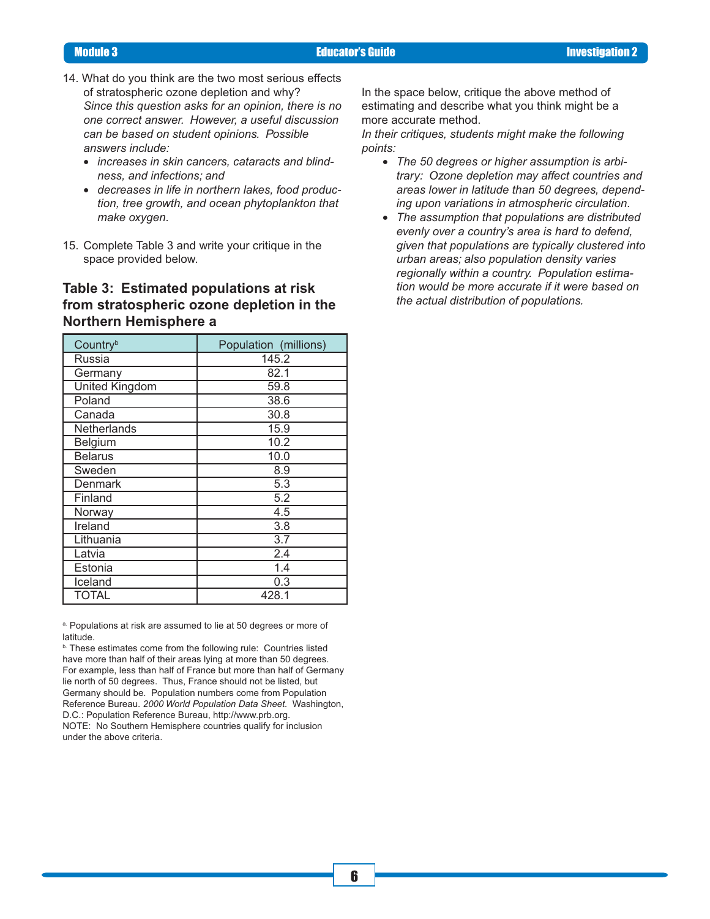14. What do you think are the two most serious effects of stratospheric ozone depletion and why?
   *Since this question asks for an opinion, there is no one correct answer. However, a useful discussion can be based on student opinions. Possible answers include:*
   - *increases in skin cancers, cataracts and blindness, and infections; and*
   - *decreases in life in northern lakes, food production, tree growth, and ocean phytoplankton that make oxygen.*

15. Complete Table 3 and write your critique in the space provided below.

### Table 3: Estimated populations at risk from stratospheric ozone depletion in the Northern Hemisphere a

| Country[b] | Population (millions) |
|---|---|
| Russia | 145.2 |
| Germany | 82.1 |
| United Kingdom | 59.8 |
| Poland | 38.6 |
| Canada | 30.8 |
| Netherlands | 15.9 |
| Belgium | 10.2 |
| Belarus | 10.0 |
| Sweden | 8.9 |
| Denmark | 5.3 |
| Finland | 5.2 |
| Norway | 4.5 |
| Ireland | 3.8 |
| Lithuania | 3.7 |
| Latvia | 2.4 |
| Estonia | 1.4 |
| Iceland | 0.3 |
| TOTAL | 428.1 |

[a.] Populations at risk are assumed to lie at 50 degrees or more of latitude.

[b.] These estimates come from the following rule: Countries listed have more than half of their areas lying at more than 50 degrees. For example, less than half of France but more than half of Germany lie north of 50 degrees. Thus, France should not be listed, but Germany should be. Population numbers come from Population Reference Bureau. *2000 World Population Data Sheet.* Washington, D.C.: Population Reference Bureau, http://www.prb.org.

NOTE: No Southern Hemisphere countries qualify for inclusion under the above criteria.

In the space below, critique the above method of estimating and describe what you think might be a more accurate method.

*In their critiques, students might make the following points:*

- *The 50 degrees or higher assumption is arbitrary: Ozone depletion may affect countries and areas lower in latitude than 50 degrees, depending upon variations in atmospheric circulation.*
- *The assumption that populations are distributed evenly over a country's area is hard to defend, given that populations are typically clustered into urban areas; also population density varies regionally within a country. Population estimation would be more accurate if it were based on the actual distribution of populations.*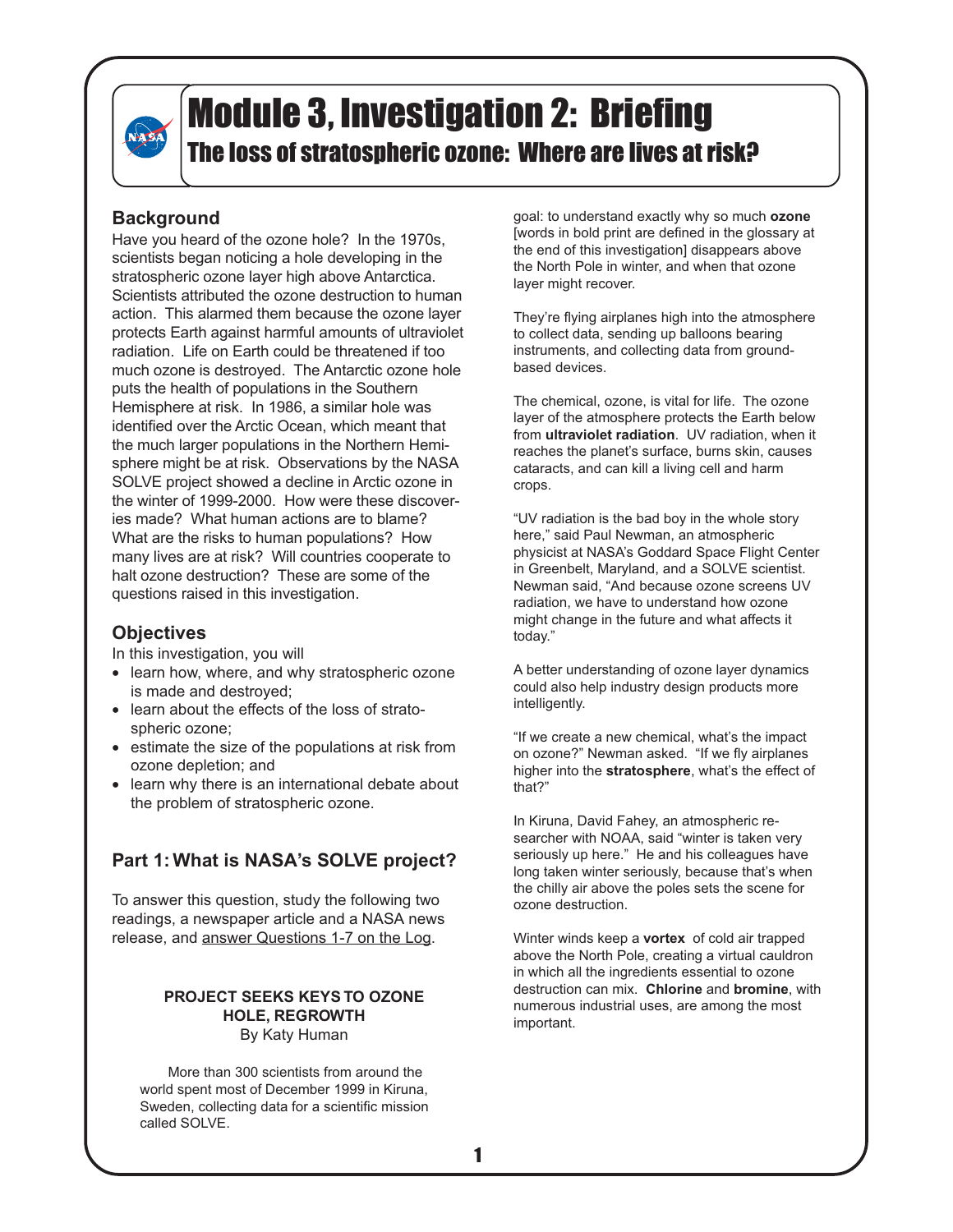# Module 3, Investigation 2: Briefing

## The loss of stratospheric ozone: Where are lives at risk?

### Background

Have you heard of the ozone hole? In the 1970s, scientists began noticing a hole developing in the stratospheric ozone layer high above Antarctica. Scientists attributed the ozone destruction to human action. This alarmed them because the ozone layer protects Earth against harmful amounts of ultraviolet radiation. Life on Earth could be threatened if too much ozone is destroyed. The Antarctic ozone hole puts the health of populations in the Southern Hemisphere at risk. In 1986, a similar hole was identified over the Arctic Ocean, which meant that the much larger populations in the Northern Hemisphere might be at risk. Observations by the NASA SOLVE project showed a decline in Arctic ozone in the winter of 1999-2000. How were these discoveries made? What human actions are to blame? What are the risks to human populations? How many lives are at risk? Will countries cooperate to halt ozone destruction? These are some of the questions raised in this investigation.

### Objectives

In this investigation, you will

- learn how, where, and why stratospheric ozone is made and destroyed;
- learn about the effects of the loss of stratospheric ozone;
- estimate the size of the populations at risk from ozone depletion; and
- learn why there is an international debate about the problem of stratospheric ozone.

### Part 1: What is NASA's SOLVE project?

To answer this question, study the following two readings, a newspaper article and a NASA news release, and answer Questions 1-7 on the Log.

**PROJECT SEEKS KEYS TO OZONE HOLE, REGROWTH**
By Katy Human

More than 300 scientists from around the world spent most of December 1999 in Kiruna, Sweden, collecting data for a scientific mission called SOLVE.

goal: to understand exactly why so much **ozone** [words in bold print are defined in the glossary at the end of this investigation] disappears above the North Pole in winter, and when that ozone layer might recover.

They're flying airplanes high into the atmosphere to collect data, sending up balloons bearing instruments, and collecting data from ground-based devices.

The chemical, ozone, is vital for life. The ozone layer of the atmosphere protects the Earth below from **ultraviolet radiation**. UV radiation, when it reaches the planet's surface, burns skin, causes cataracts, and can kill a living cell and harm crops.

"UV radiation is the bad boy in the whole story here," said Paul Newman, an atmospheric physicist at NASA's Goddard Space Flight Center in Greenbelt, Maryland, and a SOLVE scientist. Newman said, "And because ozone screens UV radiation, we have to understand how ozone might change in the future and what affects it today."

A better understanding of ozone layer dynamics could also help industry design products more intelligently.

"If we create a new chemical, what's the impact on ozone?" Newman asked. "If we fly airplanes higher into the **stratosphere**, what's the effect of that?"

In Kiruna, David Fahey, an atmospheric researcher with NOAA, said "winter is taken very seriously up here." He and his colleagues have long taken winter seriously, because that's when the chilly air above the poles sets the scene for ozone destruction.

Winter winds keep a **vortex** of cold air trapped above the North Pole, creating a virtual cauldron in which all the ingredients essential to ozone destruction can mix. **Chlorine** and **bromine**, with numerous industrial uses, are among the most important.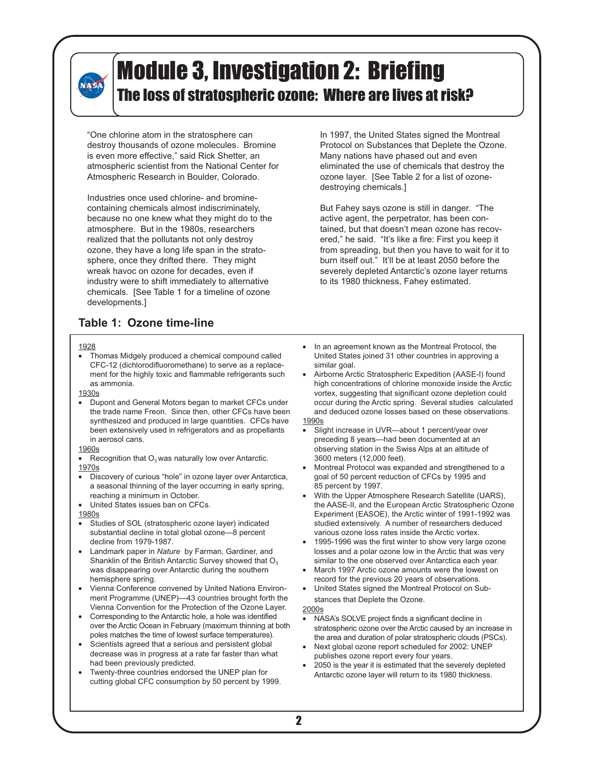# Module 3, Investigation 2: Briefing

## The loss of stratospheric ozone: Where are lives at risk?

"One chlorine atom in the stratosphere can destroy thousands of ozone molecules. Bromine is even more effective," said Rick Shetter, an atmospheric scientist from the National Center for Atmospheric Research in Boulder, Colorado.

Industries once used chlorine- and bromine-containing chemicals almost indiscriminately, because no one knew what they might do to the atmosphere. But in the 1980s, researchers realized that the pollutants not only destroy ozone, they have a long life span in the stratosphere, once they drifted there. They might wreak havoc on ozone for decades, even if industry were to shift immediately to alternative chemicals. [See Table 1 for a timeline of ozone developments.]

In 1997, the United States signed the Montreal Protocol on Substances that Deplete the Ozone. Many nations have phased out and even eliminated the use of chemicals that destroy the ozone layer. [See Table 2 for a list of ozone-destroying chemicals.]

But Fahey says ozone is still in danger. "The active agent, the perpetrator, has been contained, but that doesn't mean ozone has recovered," he said. "It's like a fire: First you keep it from spreading, but then you have to wait for it to burn itself out." It'll be at least 2050 before the severely depleted Antarctic's ozone layer returns to its 1980 thickness, Fahey estimated.

### Table 1: Ozone time-line

1928

- Thomas Midgely produced a chemical compound called CFC-12 (dichlorodifluoromethane) to serve as a replacement for the highly toxic and flammable refrigerants such as ammonia.

1930s

- Dupont and General Motors began to market CFCs under the trade name Freon. Since then, other CFCs have been synthesized and produced in large quantities. CFCs have been extensively used in refrigerators and as propellants in aerosol cans.

1960s

- Recognition that $O_3$ was naturally low over Antarctic.

1970s

- Discovery of curious "hole" in ozone layer over Antarctica, a seasonal thinning of the layer occurring in early spring, reaching a minimum in October.
- United States issues ban on CFCs.

1980s

- Studies of SOL (stratospheric ozone layer) indicated substantial decline in total global ozone—8 percent decline from 1979-1987.
- Landmark paper in *Nature* by Farman, Gardiner, and Shanklin of the British Antarctic Survey showed that $O_3$ was disappearing over Antarctic during the southern hemisphere spring.
- Vienna Conference convened by United Nations Environment Programme (UNEP)—43 countries brought forth the Vienna Convention for the Protection of the Ozone Layer.
- Corresponding to the Antarctic hole, a hole was identified over the Arctic Ocean in February (maximum thinning at both poles matches the time of lowest surface temperatures).
- Scientists agreed that a serious and persistent global decrease was in progress at a rate far faster than what had been previously predicted.
- Twenty-three countries endorsed the UNEP plan for cutting global CFC consumption by 50 percent by 1999.
- In an agreement known as the Montreal Protocol, the United States joined 31 other countries in approving a similar goal.
- Airborne Arctic Stratospheric Expedition (AASE-I) found high concentrations of chlorine monoxide inside the Arctic vortex, suggesting that significant ozone depletion could occur during the Arctic spring. Several studies calculated and deduced ozone losses based on these observations.

1990s

- Slight increase in UVR—about 1 percent/year over preceding 8 years—had been documented at an observing station in the Swiss Alps at an altitude of 3600 meters (12,000 feet).
- Montreal Protocol was expanded and strengthened to a goal of 50 percent reduction of CFCs by 1995 and 85 percent by 1997.
- With the Upper Atmosphere Research Satellite (UARS), the AASE-II, and the European Arctic Stratospheric Ozone Experiment (EASOE), the Arctic winter of 1991-1992 was studied extensively. A number of researchers deduced various ozone loss rates inside the Arctic vortex.
- 1995-1996 was the first winter to show very large ozone losses and a polar ozone low in the Arctic that was very similar to the one observed over Antarctica each year.
- March 1997 Arctic ozone amounts were the lowest on record for the previous 20 years of observations.
- United States signed the Montreal Protocol on Substances that Deplete the Ozone.

2000s

- NASA's SOLVE project finds a significant decline in stratospheric ozone over the Arctic caused by an increase in the area and duration of polar stratospheric clouds (PSCs).
- Next global ozone report scheduled for 2002: UNEP publishes ozone report every four years.
- 2050 is the year it is estimated that the severely depleted Antarctic ozone layer will return to its 1980 thickness.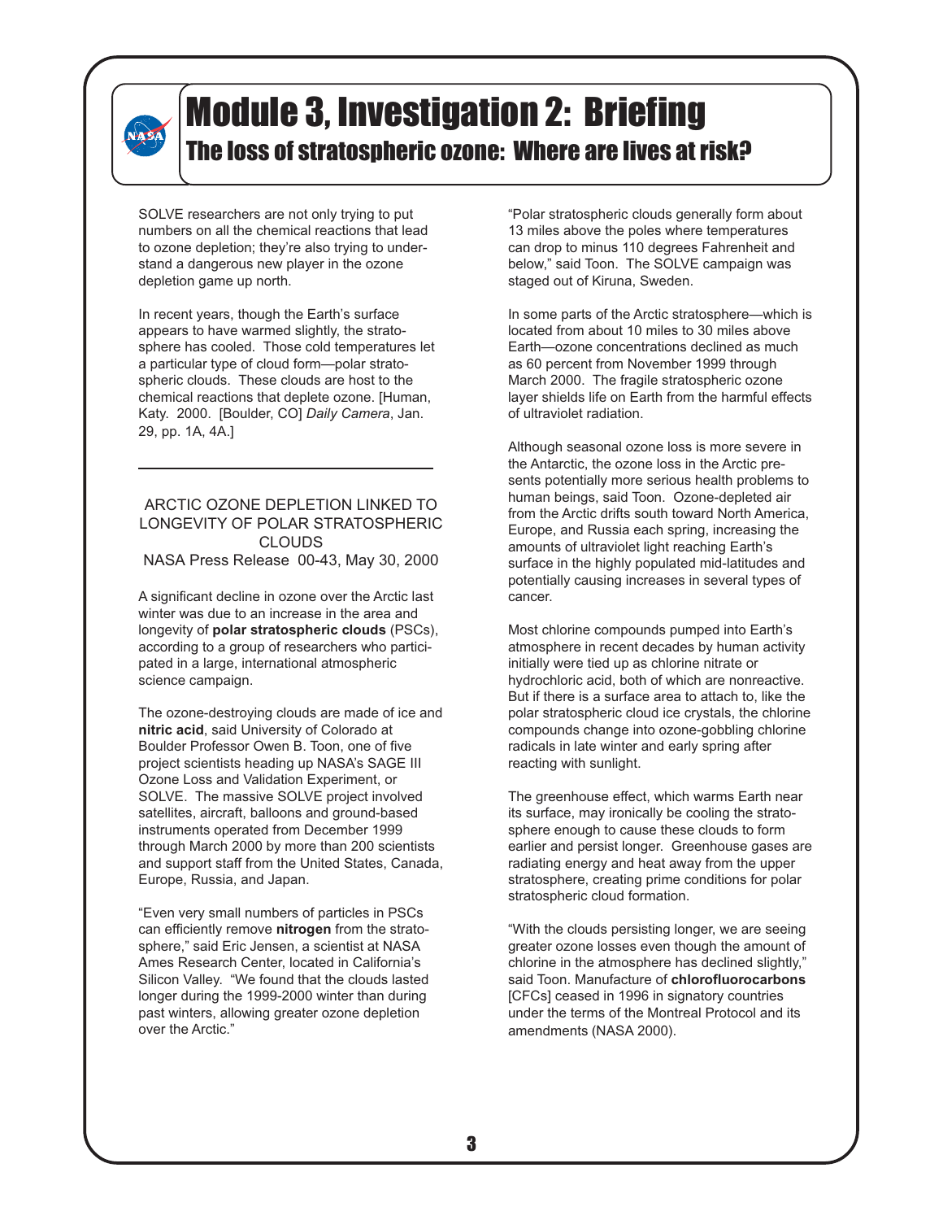# Module 3, Investigation 2: Briefing

## The loss of stratospheric ozone: Where are lives at risk?

SOLVE researchers are not only trying to put numbers on all the chemical reactions that lead to ozone depletion; they're also trying to understand a dangerous new player in the ozone depletion game up north.

In recent years, though the Earth's surface appears to have warmed slightly, the stratosphere has cooled. Those cold temperatures let a particular type of cloud form—polar stratospheric clouds. These clouds are host to the chemical reactions that deplete ozone. [Human, Katy. 2000. [Boulder, CO] *Daily Camera*, Jan. 29, pp. 1A, 4A.]

---

### ARCTIC OZONE DEPLETION LINKED TO LONGEVITY OF POLAR STRATOSPHERIC CLOUDS

NASA Press Release 00-43, May 30, 2000

A significant decline in ozone over the Arctic last winter was due to an increase in the area and longevity of **polar stratospheric clouds** (PSCs), according to a group of researchers who participated in a large, international atmospheric science campaign.

The ozone-destroying clouds are made of ice and **nitric acid**, said University of Colorado at Boulder Professor Owen B. Toon, one of five project scientists heading up NASA's SAGE III Ozone Loss and Validation Experiment, or SOLVE. The massive SOLVE project involved satellites, aircraft, balloons and ground-based instruments operated from December 1999 through March 2000 by more than 200 scientists and support staff from the United States, Canada, Europe, Russia, and Japan.

"Even very small numbers of particles in PSCs can efficiently remove **nitrogen** from the stratosphere," said Eric Jensen, a scientist at NASA Ames Research Center, located in California's Silicon Valley. "We found that the clouds lasted longer during the 1999-2000 winter than during past winters, allowing greater ozone depletion over the Arctic."

"Polar stratospheric clouds generally form about 13 miles above the poles where temperatures can drop to minus 110 degrees Fahrenheit and below," said Toon. The SOLVE campaign was staged out of Kiruna, Sweden.

In some parts of the Arctic stratosphere—which is located from about 10 miles to 30 miles above Earth—ozone concentrations declined as much as 60 percent from November 1999 through March 2000. The fragile stratospheric ozone layer shields life on Earth from the harmful effects of ultraviolet radiation.

Although seasonal ozone loss is more severe in the Antarctic, the ozone loss in the Arctic presents potentially more serious health problems to human beings, said Toon. Ozone-depleted air from the Arctic drifts south toward North America, Europe, and Russia each spring, increasing the amounts of ultraviolet light reaching Earth's surface in the highly populated mid-latitudes and potentially causing increases in several types of cancer.

Most chlorine compounds pumped into Earth's atmosphere in recent decades by human activity initially were tied up as chlorine nitrate or hydrochloric acid, both of which are nonreactive. But if there is a surface area to attach to, like the polar stratospheric cloud ice crystals, the chlorine compounds change into ozone-gobbling chlorine radicals in late winter and early spring after reacting with sunlight.

The greenhouse effect, which warms Earth near its surface, may ironically be cooling the stratosphere enough to cause these clouds to form earlier and persist longer. Greenhouse gases are radiating energy and heat away from the upper stratosphere, creating prime conditions for polar stratospheric cloud formation.

"With the clouds persisting longer, we are seeing greater ozone losses even though the amount of chlorine in the atmosphere has declined slightly," said Toon. Manufacture of **chlorofluorocarbons** [CFCs] ceased in 1996 in signatory countries under the terms of the Montreal Protocol and its amendments (NASA 2000).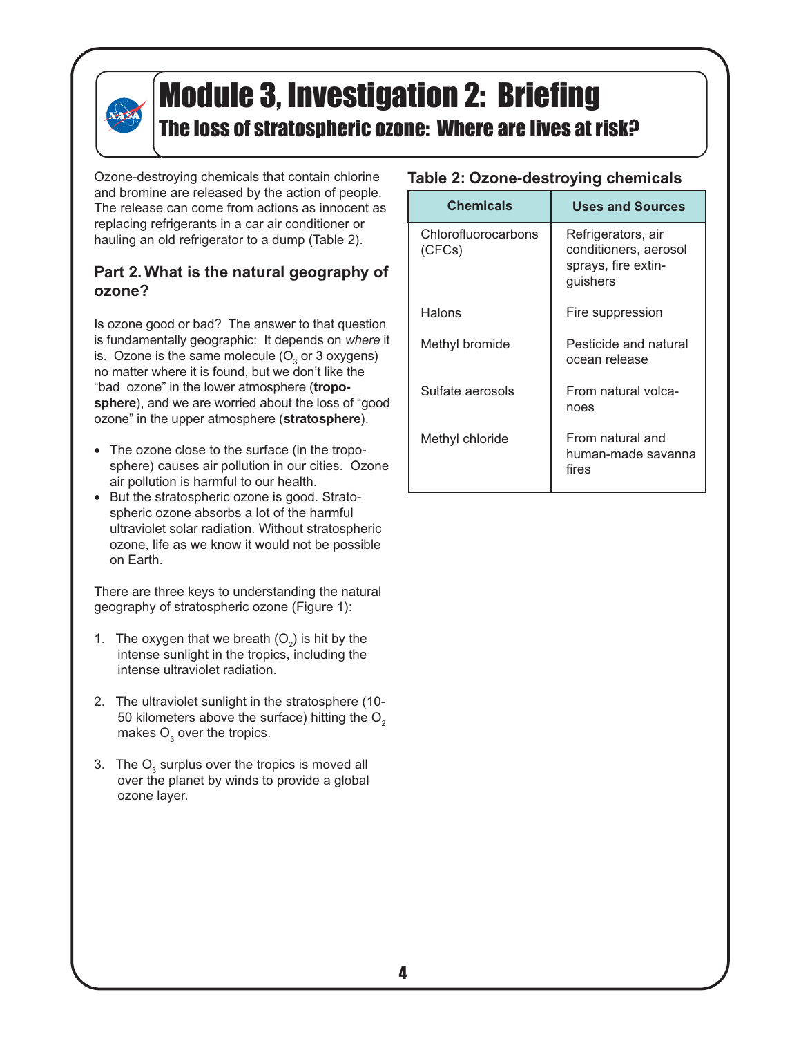# Module 3, Investigation 2: Briefing

## The loss of stratospheric ozone: Where are lives at risk?

Ozone-destroying chemicals that contain chlorine and bromine are released by the action of people. The release can come from actions as innocent as replacing refrigerants in a car air conditioner or hauling an old refrigerator to a dump (Table 2).

### Part 2. What is the natural geography of ozone?

Is ozone good or bad? The answer to that question is fundamentally geographic: It depends on *where* it is. Ozone is the same molecule ($O_3$ or 3 oxygens) no matter where it is found, but we don't like the "bad ozone" in the lower atmosphere (**troposphere**), and we are worried about the loss of "good ozone" in the upper atmosphere (**stratosphere**).

- The ozone close to the surface (in the troposphere) causes air pollution in our cities. Ozone air pollution is harmful to our health.
- But the stratospheric ozone is good. Stratospheric ozone absorbs a lot of the harmful ultraviolet solar radiation. Without stratospheric ozone, life as we know it would not be possible on Earth.

There are three keys to understanding the natural geography of stratospheric ozone (Figure 1):

1. The oxygen that we breath ($O_2$) is hit by the intense sunlight in the tropics, including the intense ultraviolet radiation.
2. The ultraviolet sunlight in the stratosphere (10-50 kilometers above the surface) hitting the $O_2$ makes $O_3$ over the tropics.
3. The $O_3$ surplus over the tropics is moved all over the planet by winds to provide a global ozone layer.

**Table 2: Ozone-destroying chemicals**

| Chemicals | Uses and Sources |
|---|---|
| Chlorofluorocarbons (CFCs) | Refrigerators, air conditioners, aerosol sprays, fire extinguishers |
| Halons | Fire suppression |
| Methyl bromide | Pesticide and natural ocean release |
| Sulfate aerosols | From natural volcanoes |
| Methyl chloride | From natural and human-made savanna fires |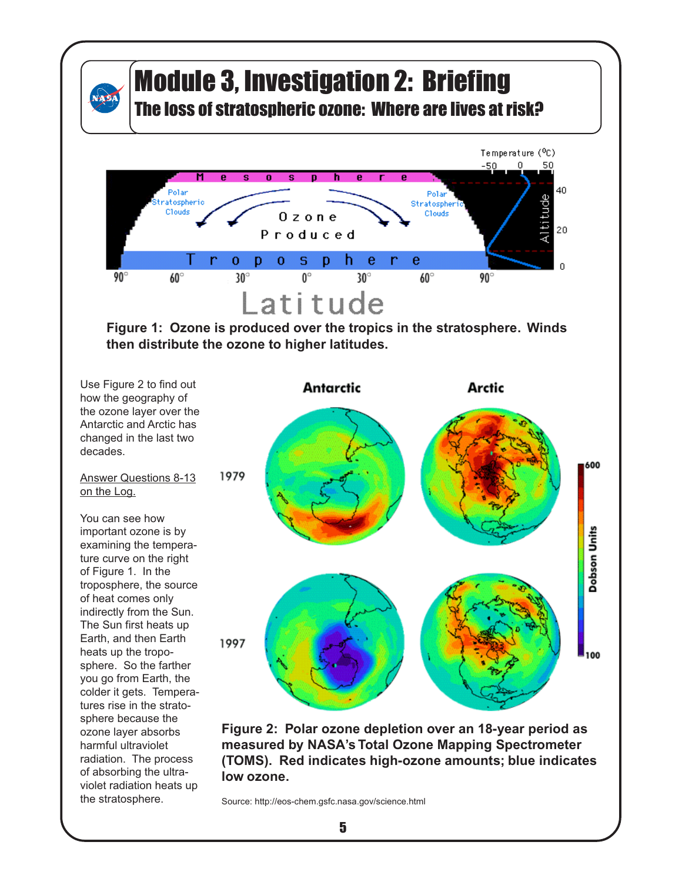# Module 3, Investigation 2: Briefing

## The loss of stratospheric ozone: Where are lives at risk?

**Figure 1: Ozone is produced over the tropics in the stratosphere. Winds then distribute the ozone to higher latitudes.**

Use Figure 2 to find out how the geography of the ozone layer over the Antarctic and Arctic has changed in the last two decades.

Answer Questions 8-13 on the Log.

You can see how important ozone is by examining the temperature curve on the right of Figure 1. In the troposphere, the source of heat comes only indirectly from the Sun. The Sun first heats up Earth, and then Earth heats up the troposphere. So the farther you go from Earth, the colder it gets. Temperatures rise in the stratosphere because the ozone layer absorbs harmful ultraviolet radiation. The process of absorbing the ultraviolet radiation heats up the stratosphere.

**Figure 2: Polar ozone depletion over an 18-year period as measured by NASA's Total Ozone Mapping Spectrometer (TOMS). Red indicates high-ozone amounts; blue indicates low ozone.**

Source: http://eos-chem.gsfc.nasa.gov/science.html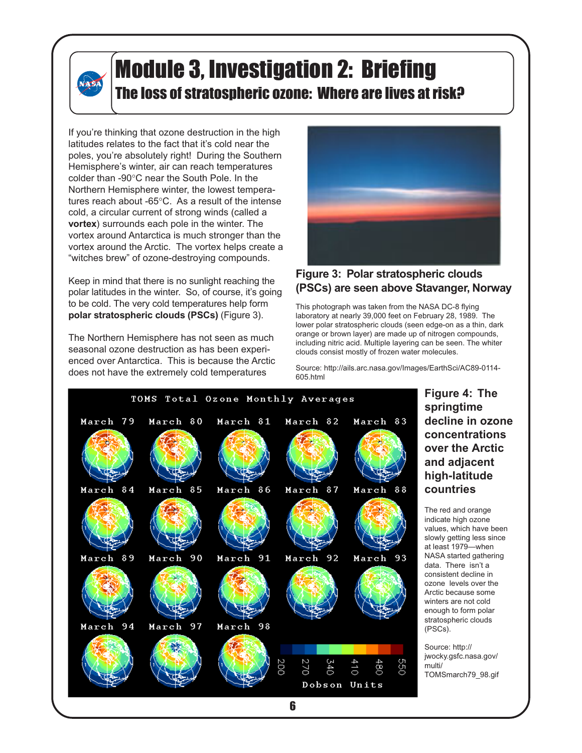# Module 3, Investigation 2: Briefing

## The loss of stratospheric ozone: Where are lives at risk?

If you're thinking that ozone destruction in the high latitudes relates to the fact that it's cold near the poles, you're absolutely right! During the Southern Hemisphere's winter, air can reach temperatures colder than -90°C near the South Pole. In the Northern Hemisphere winter, the lowest temperatures reach about -65°C. As a result of the intense cold, a circular current of strong winds (called a **vortex**) surrounds each pole in the winter. The vortex around Antarctica is much stronger than the vortex around the Arctic. The vortex helps create a "witches brew" of ozone-destroying compounds.

Keep in mind that there is no sunlight reaching the polar latitudes in the winter. So, of course, it's going to be cold. The very cold temperatures help form **polar stratospheric clouds (PSCs)** (Figure 3).

The Northern Hemisphere has not seen as much seasonal ozone destruction as has been experienced over Antarctica. This is because the Arctic does not have the extremely cold temperatures

**Figure 3: Polar stratospheric clouds (PSCs) are seen above Stavanger, Norway**

This photograph was taken from the NASA DC-8 flying laboratory at nearly 39,000 feet on February 28, 1989. The lower polar stratospheric clouds (seen edge-on as a thin, dark orange or brown layer) are made up of nitrogen compounds, including nitric acid. Multiple layering can be seen. The whiter clouds consist mostly of frozen water molecules.

Source: http://ails.arc.nasa.gov/Images/EarthSci/AC89-0114-605.html

TOMS Total Ozone Monthly Averages

March 79, March 80, March 81, March 82, March 83, March 84, March 85, March 86, March 87, March 88, March 89, March 90, March 91, March 92, March 93, March 94, March 97, March 98

200 270 340 410 480 550
Dobson Units

**Figure 4: The springtime decline in ozone concentrations over the Arctic and adjacent high-latitude countries**

The red and orange indicate high ozone values, which have been slowly getting less since at least 1979—when NASA started gathering data. There isn't a consistent decline in ozone levels over the Arctic because some winters are not cold enough to form polar stratospheric clouds (PSCs).

Source: http://jwocky.gsfc.nasa.gov/multi/TOMSmarch79_98.gif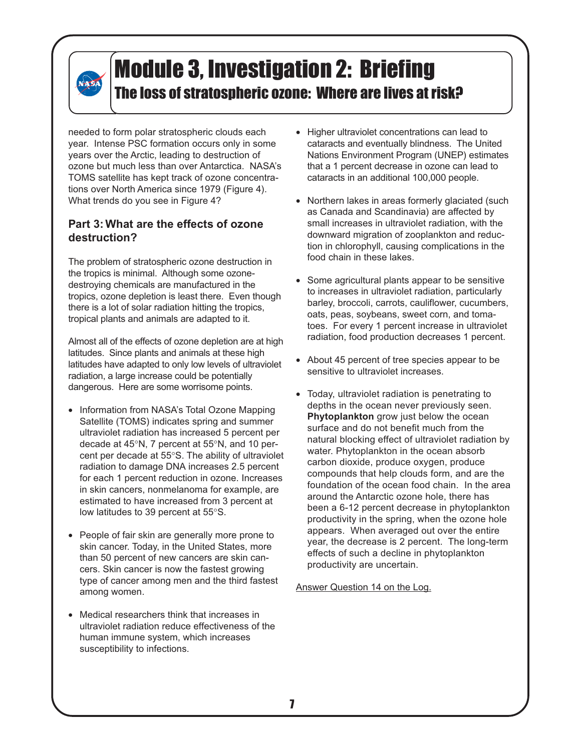# Module 3, Investigation 2: Briefing

## The loss of stratospheric ozone: Where are lives at risk?

needed to form polar stratospheric clouds each year. Intense PSC formation occurs only in some years over the Arctic, leading to destruction of ozone but much less than over Antarctica. NASA's TOMS satellite has kept track of ozone concentrations over North America since 1979 (Figure 4). What trends do you see in Figure 4?

### Part 3: What are the effects of ozone destruction?

The problem of stratospheric ozone destruction in the tropics is minimal. Although some ozone-destroying chemicals are manufactured in the tropics, ozone depletion is least there. Even though there is a lot of solar radiation hitting the tropics, tropical plants and animals are adapted to it.

Almost all of the effects of ozone depletion are at high latitudes. Since plants and animals at these high latitudes have adapted to only low levels of ultraviolet radiation, a large increase could be potentially dangerous. Here are some worrisome points.

- Information from NASA's Total Ozone Mapping Satellite (TOMS) indicates spring and summer ultraviolet radiation has increased 5 percent per decade at 45°N, 7 percent at 55°N, and 10 percent per decade at 55°S. The ability of ultraviolet radiation to damage DNA increases 2.5 percent for each 1 percent reduction in ozone. Increases in skin cancers, nonmelanoma for example, are estimated to have increased from 3 percent at low latitudes to 39 percent at 55°S.
- People of fair skin are generally more prone to skin cancer. Today, in the United States, more than 50 percent of new cancers are skin cancers. Skin cancer is now the fastest growing type of cancer among men and the third fastest among women.
- Medical researchers think that increases in ultraviolet radiation reduce effectiveness of the human immune system, which increases susceptibility to infections.
- Higher ultraviolet concentrations can lead to cataracts and eventually blindness. The United Nations Environment Program (UNEP) estimates that a 1 percent decrease in ozone can lead to cataracts in an additional 100,000 people.
- Northern lakes in areas formerly glaciated (such as Canada and Scandinavia) are affected by small increases in ultraviolet radiation, with the downward migration of zooplankton and reduction in chlorophyll, causing complications in the food chain in these lakes.
- Some agricultural plants appear to be sensitive to increases in ultraviolet radiation, particularly barley, broccoli, carrots, cauliflower, cucumbers, oats, peas, soybeans, sweet corn, and tomatoes. For every 1 percent increase in ultraviolet radiation, food production decreases 1 percent.
- About 45 percent of tree species appear to be sensitive to ultraviolet increases.
- Today, ultraviolet radiation is penetrating to depths in the ocean never previously seen. **Phytoplankton** grow just below the ocean surface and do not benefit much from the natural blocking effect of ultraviolet radiation by water. Phytoplankton in the ocean absorb carbon dioxide, produce oxygen, produce compounds that help clouds form, and are the foundation of the ocean food chain. In the area around the Antarctic ozone hole, there has been a 6-12 percent decrease in phytoplankton productivity in the spring, when the ozone hole appears. When averaged out over the entire year, the decrease is 2 percent. The long-term effects of such a decline in phytoplankton productivity are uncertain.

Answer Question 14 on the Log.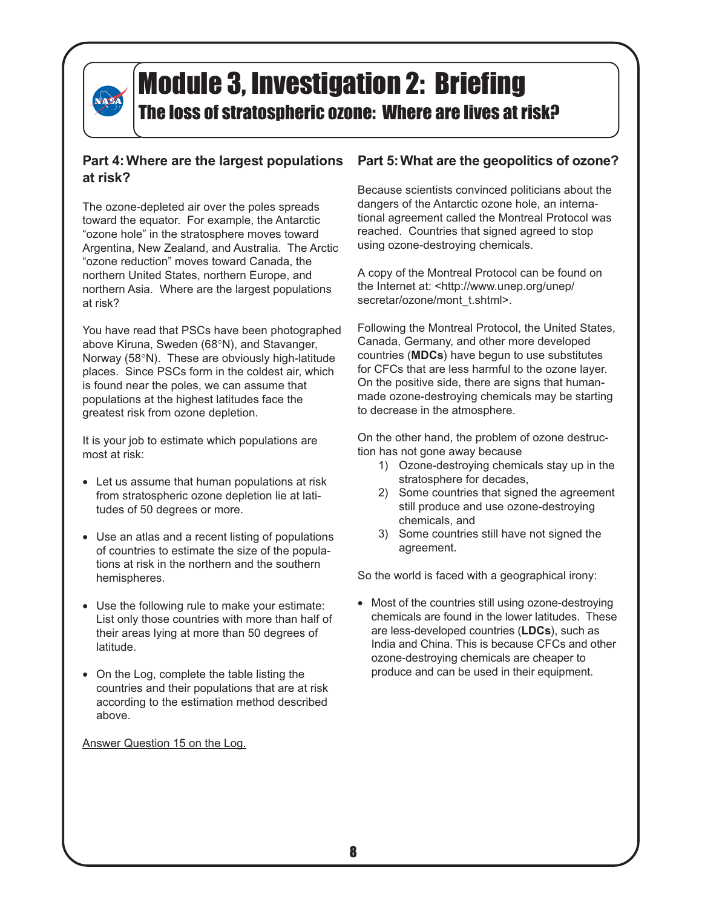# Module 3, Investigation 2: Briefing

## The loss of stratospheric ozone: Where are lives at risk?

### Part 4: Where are the largest populations at risk?

The ozone-depleted air over the poles spreads toward the equator. For example, the Antarctic "ozone hole" in the stratosphere moves toward Argentina, New Zealand, and Australia. The Arctic "ozone reduction" moves toward Canada, the northern United States, northern Europe, and northern Asia. Where are the largest populations at risk?

You have read that PSCs have been photographed above Kiruna, Sweden (68°N), and Stavanger, Norway (58°N). These are obviously high-latitude places. Since PSCs form in the coldest air, which is found near the poles, we can assume that populations at the highest latitudes face the greatest risk from ozone depletion.

It is your job to estimate which populations are most at risk:

- Let us assume that human populations at risk from stratospheric ozone depletion lie at latitudes of 50 degrees or more.
- Use an atlas and a recent listing of populations of countries to estimate the size of the populations at risk in the northern and the southern hemispheres.
- Use the following rule to make your estimate: List only those countries with more than half of their areas lying at more than 50 degrees of latitude.
- On the Log, complete the table listing the countries and their populations that are at risk according to the estimation method described above.

Answer Question 15 on the Log.

### Part 5: What are the geopolitics of ozone?

Because scientists convinced politicians about the dangers of the Antarctic ozone hole, an international agreement called the Montreal Protocol was reached. Countries that signed agreed to stop using ozone-destroying chemicals.

A copy of the Montreal Protocol can be found on the Internet at: <http://www.unep.org/unep/secretar/ozone/mont_t.shtml>.

Following the Montreal Protocol, the United States, Canada, Germany, and other more developed countries (**MDCs**) have begun to use substitutes for CFCs that are less harmful to the ozone layer. On the positive side, there are signs that human-made ozone-destroying chemicals may be starting to decrease in the atmosphere.

On the other hand, the problem of ozone destruction has not gone away because

1) Ozone-destroying chemicals stay up in the stratosphere for decades,
2) Some countries that signed the agreement still produce and use ozone-destroying chemicals, and
3) Some countries still have not signed the agreement.

So the world is faced with a geographical irony:

- Most of the countries still using ozone-destroying chemicals are found in the lower latitudes. These are less-developed countries (**LDCs**), such as India and China. This is because CFCs and other ozone-destroying chemicals are cheaper to produce and can be used in their equipment.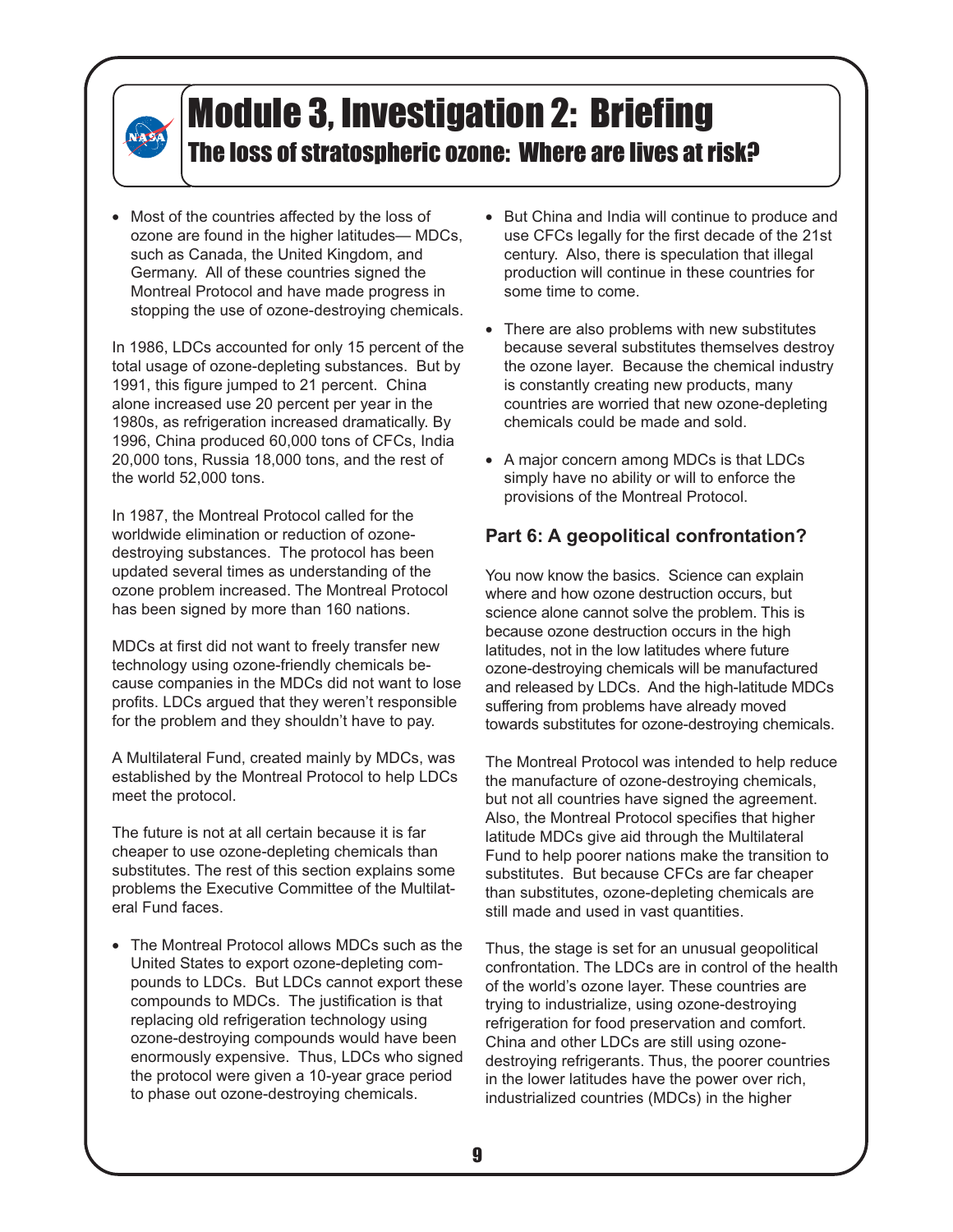# Module 3, Investigation 2: Briefing

## The loss of stratospheric ozone: Where are lives at risk?

- Most of the countries affected by the loss of ozone are found in the higher latitudes— MDCs, such as Canada, the United Kingdom, and Germany. All of these countries signed the Montreal Protocol and have made progress in stopping the use of ozone-destroying chemicals.

In 1986, LDCs accounted for only 15 percent of the total usage of ozone-depleting substances. But by 1991, this figure jumped to 21 percent. China alone increased use 20 percent per year in the 1980s, as refrigeration increased dramatically. By 1996, China produced 60,000 tons of CFCs, India 20,000 tons, Russia 18,000 tons, and the rest of the world 52,000 tons.

In 1987, the Montreal Protocol called for the worldwide elimination or reduction of ozone-destroying substances. The protocol has been updated several times as understanding of the ozone problem increased. The Montreal Protocol has been signed by more than 160 nations.

MDCs at first did not want to freely transfer new technology using ozone-friendly chemicals because companies in the MDCs did not want to lose profits. LDCs argued that they weren't responsible for the problem and they shouldn't have to pay.

A Multilateral Fund, created mainly by MDCs, was established by the Montreal Protocol to help LDCs meet the protocol.

The future is not at all certain because it is far cheaper to use ozone-depleting chemicals than substitutes. The rest of this section explains some problems the Executive Committee of the Multilateral Fund faces.

- The Montreal Protocol allows MDCs such as the United States to export ozone-depleting compounds to LDCs. But LDCs cannot export these compounds to MDCs. The justification is that replacing old refrigeration technology using ozone-destroying compounds would have been enormously expensive. Thus, LDCs who signed the protocol were given a 10-year grace period to phase out ozone-destroying chemicals.

- But China and India will continue to produce and use CFCs legally for the first decade of the 21st century. Also, there is speculation that illegal production will continue in these countries for some time to come.

- There are also problems with new substitutes because several substitutes themselves destroy the ozone layer. Because the chemical industry is constantly creating new products, many countries are worried that new ozone-depleting chemicals could be made and sold.

- A major concern among MDCs is that LDCs simply have no ability or will to enforce the provisions of the Montreal Protocol.

### Part 6: A geopolitical confrontation?

You now know the basics. Science can explain where and how ozone destruction occurs, but science alone cannot solve the problem. This is because ozone destruction occurs in the high latitudes, not in the low latitudes where future ozone-destroying chemicals will be manufactured and released by LDCs. And the high-latitude MDCs suffering from problems have already moved towards substitutes for ozone-destroying chemicals.

The Montreal Protocol was intended to help reduce the manufacture of ozone-destroying chemicals, but not all countries have signed the agreement. Also, the Montreal Protocol specifies that higher latitude MDCs give aid through the Multilateral Fund to help poorer nations make the transition to substitutes. But because CFCs are far cheaper than substitutes, ozone-depleting chemicals are still made and used in vast quantities.

Thus, the stage is set for an unusual geopolitical confrontation. The LDCs are in control of the health of the world's ozone layer. These countries are trying to industrialize, using ozone-destroying refrigeration for food preservation and comfort. China and other LDCs are still using ozone-destroying refrigerants. Thus, the poorer countries in the lower latitudes have the power over rich, industrialized countries (MDCs) in the higher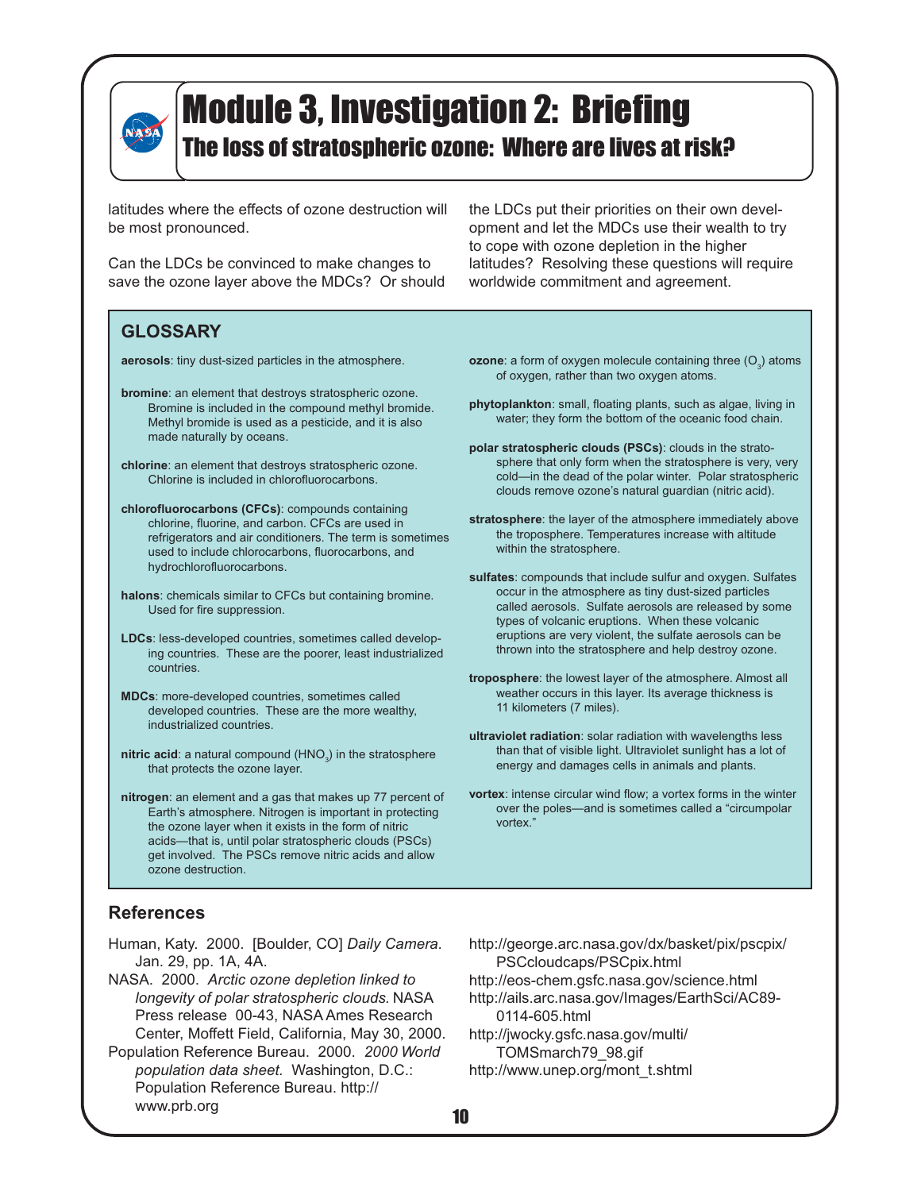# Module 3, Investigation 2: Briefing

## The loss of stratospheric ozone: Where are lives at risk?

latitudes where the effects of ozone destruction will be most pronounced.

Can the LDCs be convinced to make changes to save the ozone layer above the MDCs? Or should the LDCs put their priorities on their own development and let the MDCs use their wealth to try to cope with ozone depletion in the higher latitudes? Resolving these questions will require worldwide commitment and agreement.

### GLOSSARY

**aerosols**: tiny dust-sized particles in the atmosphere.

**bromine**: an element that destroys stratospheric ozone. Bromine is included in the compound methyl bromide. Methyl bromide is used as a pesticide, and it is also made naturally by oceans.

**chlorine**: an element that destroys stratospheric ozone. Chlorine is included in chlorofluorocarbons.

**chlorofluorocarbons (CFCs)**: compounds containing chlorine, fluorine, and carbon. CFCs are used in refrigerators and air conditioners. The term is sometimes used to include chlorocarbons, fluorocarbons, and hydrochlorofluorocarbons.

**halons**: chemicals similar to CFCs but containing bromine. Used for fire suppression.

**LDCs**: less-developed countries, sometimes called developing countries. These are the poorer, least industrialized countries.

**MDCs**: more-developed countries, sometimes called developed countries. These are the more wealthy, industrialized countries.

**nitric acid**: a natural compound ($HNO_3$) in the stratosphere that protects the ozone layer.

**nitrogen**: an element and a gas that makes up 77 percent of Earth's atmosphere. Nitrogen is important in protecting the ozone layer when it exists in the form of nitric acids—that is, until polar stratospheric clouds (PSCs) get involved. The PSCs remove nitric acids and allow ozone destruction.

**ozone**: a form of oxygen molecule containing three ($O_3$) atoms of oxygen, rather than two oxygen atoms.

**phytoplankton**: small, floating plants, such as algae, living in water; they form the bottom of the oceanic food chain.

**polar stratospheric clouds (PSCs)**: clouds in the stratosphere that only form when the stratosphere is very, very cold—in the dead of the polar winter. Polar stratospheric clouds remove ozone's natural guardian (nitric acid).

**stratosphere**: the layer of the atmosphere immediately above the troposphere. Temperatures increase with altitude within the stratosphere.

**sulfates**: compounds that include sulfur and oxygen. Sulfates occur in the atmosphere as tiny dust-sized particles called aerosols. Sulfate aerosols are released by some types of volcanic eruptions. When these volcanic eruptions are very violent, the sulfate aerosols can be thrown into the stratosphere and help destroy ozone.

**troposphere**: the lowest layer of the atmosphere. Almost all weather occurs in this layer. Its average thickness is 11 kilometers (7 miles).

**ultraviolet radiation**: solar radiation with wavelengths less than that of visible light. Ultraviolet sunlight has a lot of energy and damages cells in animals and plants.

**vortex**: intense circular wind flow; a vortex forms in the winter over the poles—and is sometimes called a "circumpolar vortex."

### References

Human, Katy. 2000. [Boulder, CO] *Daily Camera*. Jan. 29, pp. 1A, 4A.

NASA. 2000. *Arctic ozone depletion linked to longevity of polar stratospheric clouds.* NASA Press release 00-43, NASA Ames Research Center, Moffett Field, California, May 30, 2000.

Population Reference Bureau. 2000. *2000 World population data sheet.* Washington, D.C.: Population Reference Bureau. http://www.prb.org

http://george.arc.nasa.gov/dx/basket/pix/pscpix/PSCcloudcaps/PSCpix.html

http://eos-chem.gsfc.nasa.gov/science.html

http://ails.arc.nasa.gov/Images/EarthSci/AC89-0114-605.html

http://jwocky.gsfc.nasa.gov/multi/TOMSmarch79_98.gif

http://www.unep.org/mont_t.shtml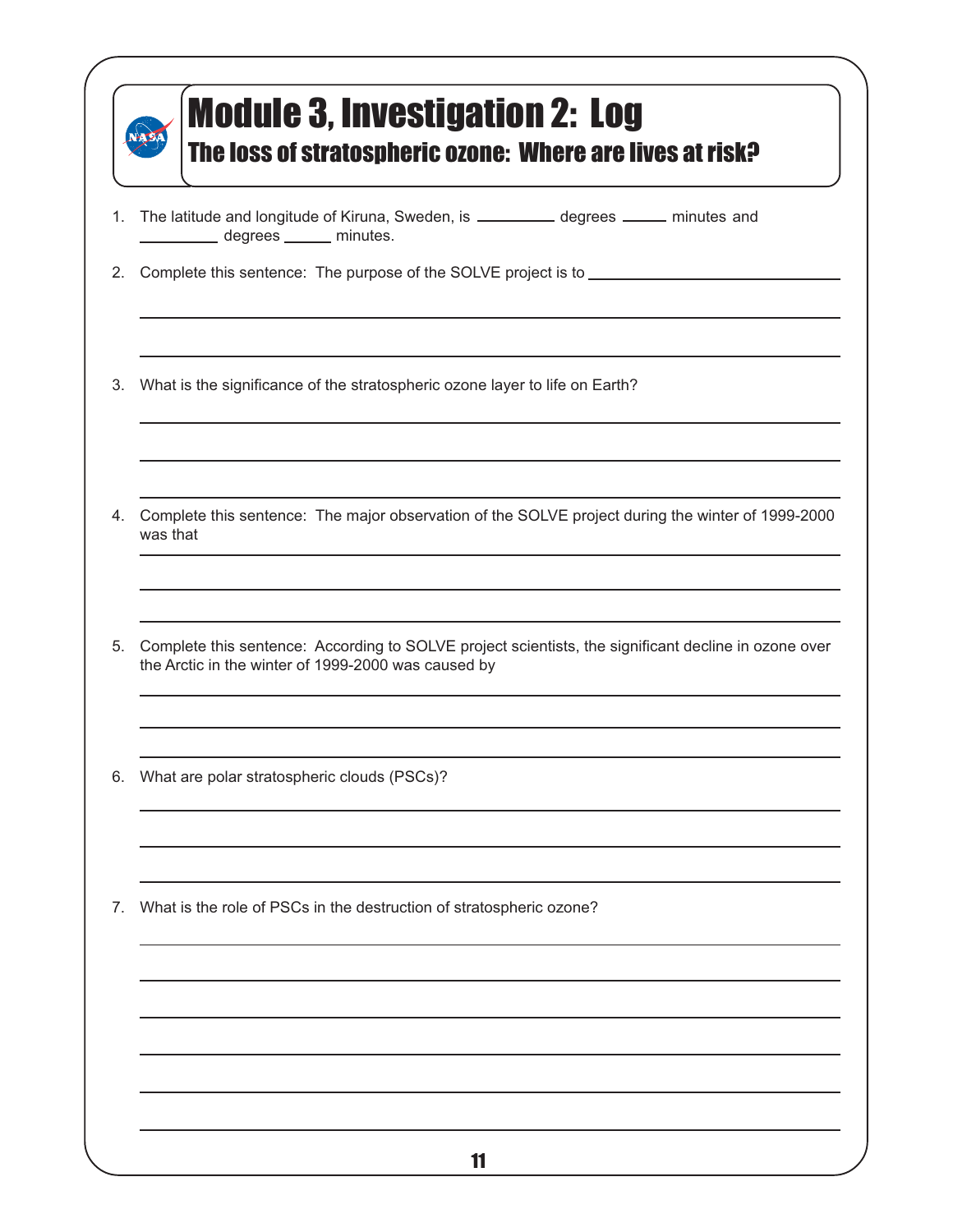# Module 3, Investigation 2: Log

## The loss of stratospheric ozone: Where are lives at risk?

1. The latitude and longitude of Kiruna, Sweden, is _________ degrees _____ minutes and _________ degrees _____ minutes.

2. Complete this sentence: The purpose of the SOLVE project is to ______________________________

   ______________________________________________________________________________

   ______________________________________________________________________________

3. What is the significance of the stratospheric ozone layer to life on Earth?

   ______________________________________________________________________________

   ______________________________________________________________________________

   ______________________________________________________________________________

4. Complete this sentence: The major observation of the SOLVE project during the winter of 1999-2000 was that

   ______________________________________________________________________________

   ______________________________________________________________________________

   ______________________________________________________________________________

5. Complete this sentence: According to SOLVE project scientists, the significant decline in ozone over the Arctic in the winter of 1999-2000 was caused by

   ______________________________________________________________________________

   ______________________________________________________________________________

   ______________________________________________________________________________

6. What are polar stratospheric clouds (PSCs)?

   ______________________________________________________________________________

   ______________________________________________________________________________

   ______________________________________________________________________________

7. What is the role of PSCs in the destruction of stratospheric ozone?

   ______________________________________________________________________________

   ______________________________________________________________________________

   ______________________________________________________________________________

   ______________________________________________________________________________

   ______________________________________________________________________________

   ______________________________________________________________________________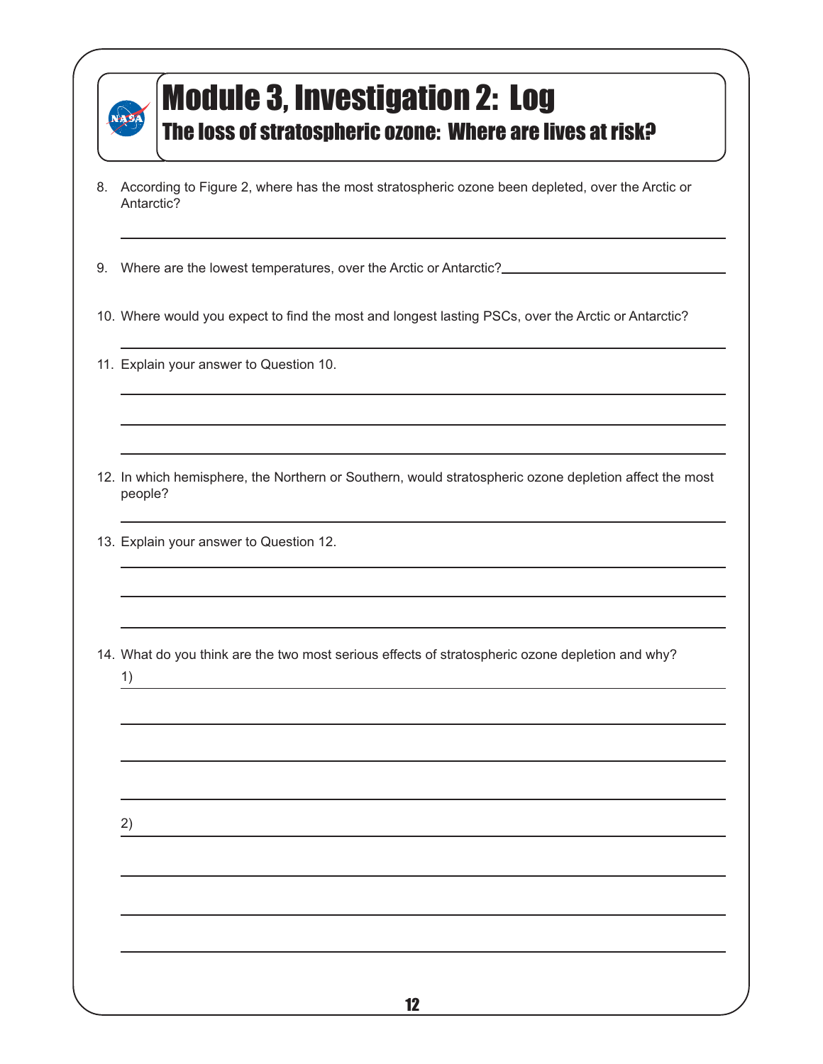# Module 3, Investigation 2: Log

## The loss of stratospheric ozone: Where are lives at risk?

8. According to Figure 2, where has the most stratospheric ozone been depleted, over the Arctic or Antarctic?

9. Where are the lowest temperatures, over the Arctic or Antarctic?

10. Where would you expect to find the most and longest lasting PSCs, over the Arctic or Antarctic?

11. Explain your answer to Question 10.

12. In which hemisphere, the Northern or Southern, would stratospheric ozone depletion affect the most people?

13. Explain your answer to Question 12.

14. What do you think are the two most serious effects of stratospheric ozone depletion and why?

    1)

    2)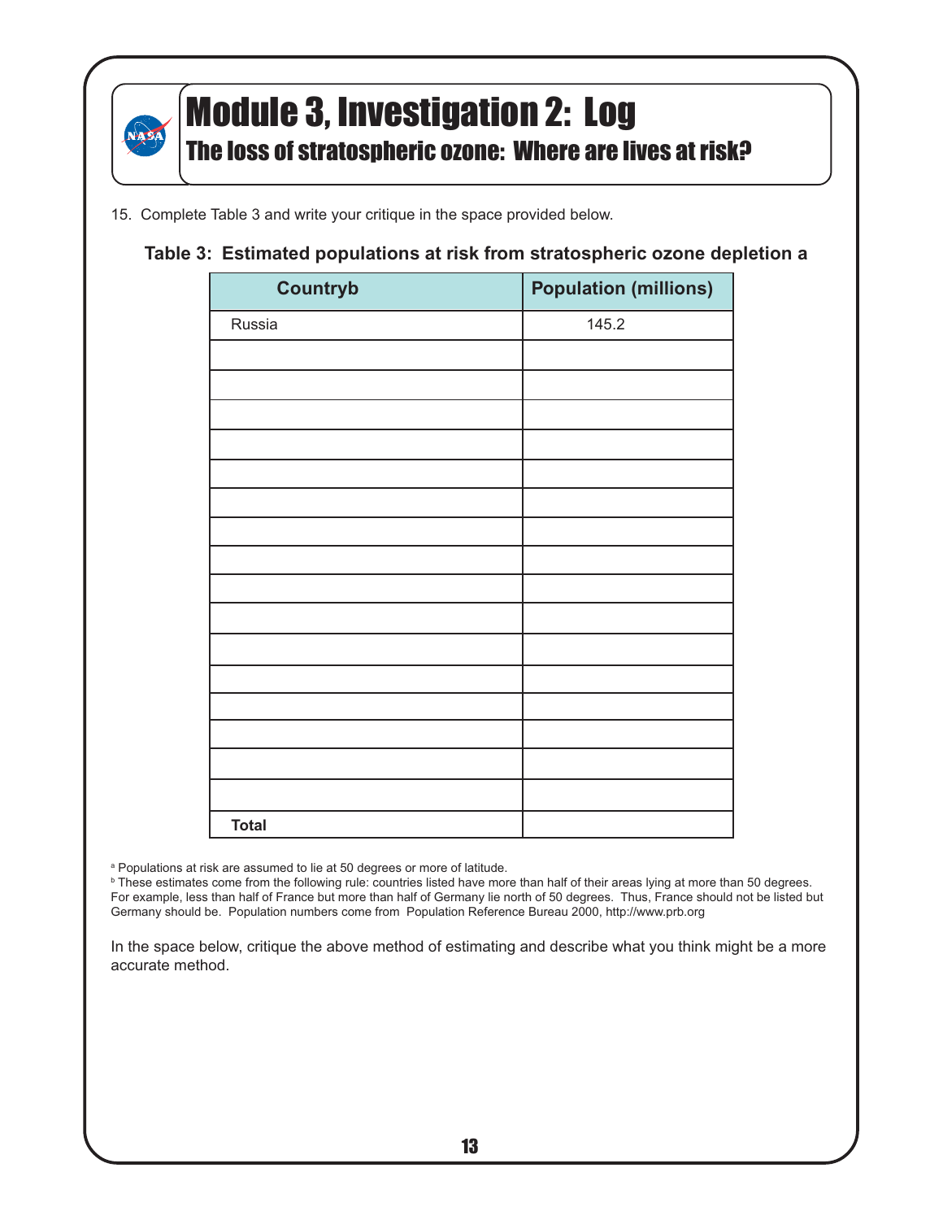# Module 3, Investigation 2: Log

## The loss of stratospheric ozone: Where are lives at risk?

15. Complete Table 3 and write your critique in the space provided below.

**Table 3: Estimated populations at risk from stratospheric ozone depletion a**

| Countryb | Population (millions) |
|---|---|
| Russia | 145.2 |
| | |
| | |
| | |
| | |
| | |
| | |
| | |
| | |
| | |
| | |
| | |
| | |
| | |
| | |
| | |
| | |
| **Total** | |

[a] Populations at risk are assumed to lie at 50 degrees or more of latitude.
[b] These estimates come from the following rule: countries listed have more than half of their areas lying at more than 50 degrees. For example, less than half of France but more than half of Germany lie north of 50 degrees. Thus, France should not be listed but Germany should be. Population numbers come from Population Reference Bureau 2000, http://www.prb.org

In the space below, critique the above method of estimating and describe what you think might be a more accurate method.